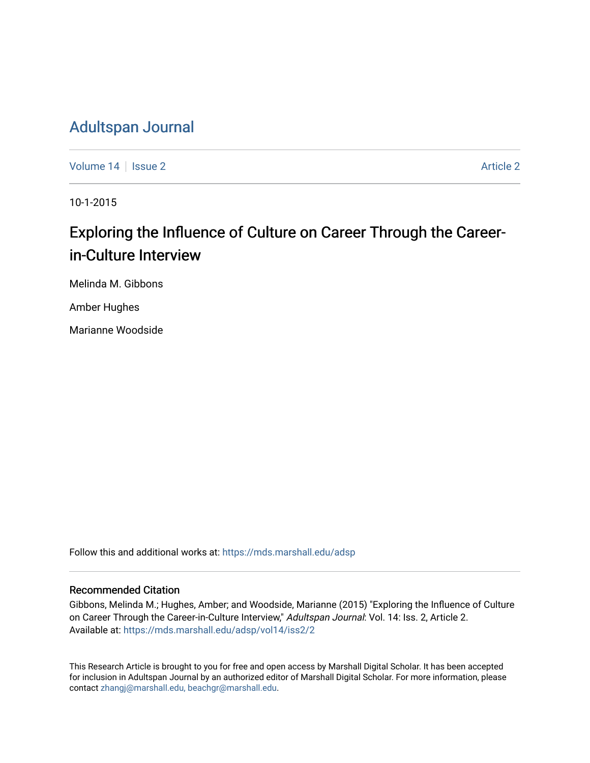# Adultspan Journal

Volume 14 | Issue 2 Article 2

10-1-2015

## Exploring the Influence of Culture on Career Through the Career-in-Culture Interview

Melinda M. Gibbons

Amber Hughes

Marianne Woodside

Follow this and additional works at: https://mds.marshall.edu/adsp

### Recommended Citation

Gibbons, Melinda M.; Hughes, Amber; and Woodside, Marianne (2015) "Exploring the Influence of Culture on Career Through the Career-in-Culture Interview," *Adultspan Journal*: Vol. 14: Iss. 2, Article 2.
Available at: https://mds.marshall.edu/adsp/vol14/iss2/2

This Research Article is brought to you for free and open access by Marshall Digital Scholar. It has been accepted for inclusion in Adultspan Journal by an authorized editor of Marshall Digital Scholar. For more information, please contact zhangj@marshall.edu, beachgr@marshall.edu.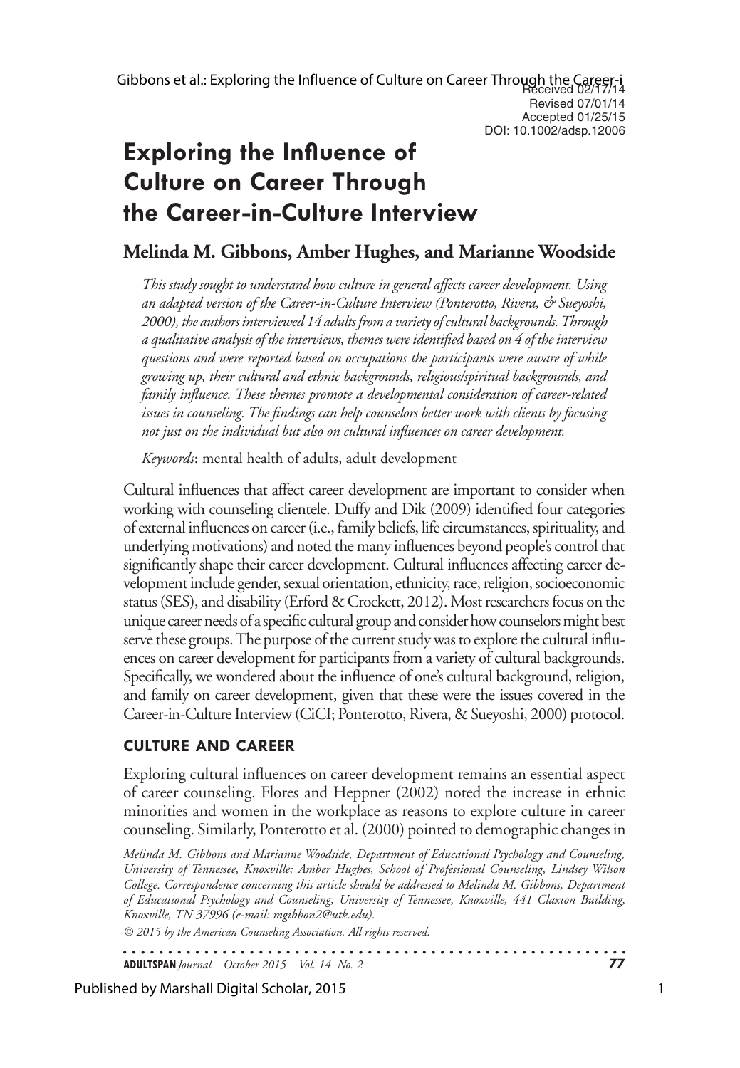Received 02/17/14
Revised 07/01/14
Accepted 01/25/15
DOI: 10.1002/adsp.12006

# Exploring the Influence of Culture on Career Through the Career-in-Culture Interview

## Melinda M. Gibbons, Amber Hughes, and Marianne Woodside

*This study sought to understand how culture in general affects career development. Using an adapted version of the Career-in-Culture Interview (Ponterotto, Rivera, & Sueyoshi, 2000), the authors interviewed 14 adults from a variety of cultural backgrounds. Through a qualitative analysis of the interviews, themes were identified based on 4 of the interview questions and were reported based on occupations the participants were aware of while growing up, their cultural and ethnic backgrounds, religious/spiritual backgrounds, and family influence. These themes promote a developmental consideration of career-related issues in counseling. The findings can help counselors better work with clients by focusing not just on the individual but also on cultural influences on career development.*

*Keywords*: mental health of adults, adult development

Cultural influences that affect career development are important to consider when working with counseling clientele. Duffy and Dik (2009) identified four categories of external influences on career (i.e., family beliefs, life circumstances, spirituality, and underlying motivations) and noted the many influences beyond people's control that significantly shape their career development. Cultural influences affecting career development include gender, sexual orientation, ethnicity, race, religion, socioeconomic status (SES), and disability (Erford & Crockett, 2012). Most researchers focus on the unique career needs of a specific cultural group and consider how counselors might best serve these groups. The purpose of the current study was to explore the cultural influences on career development for participants from a variety of cultural backgrounds. Specifically, we wondered about the influence of one's cultural background, religion, and family on career development, given that these were the issues covered in the Career-in-Culture Interview (CiCI; Ponterotto, Rivera, & Sueyoshi, 2000) protocol.

### CULTURE AND CAREER

Exploring cultural influences on career development remains an essential aspect of career counseling. Flores and Heppner (2002) noted the increase in ethnic minorities and women in the workplace as reasons to explore culture in career counseling. Similarly, Ponterotto et al. (2000) pointed to demographic changes in

*Melinda M. Gibbons and Marianne Woodside, Department of Educational Psychology and Counseling, University of Tennessee, Knoxville; Amber Hughes, School of Professional Counseling, Lindsey Wilson College. Correspondence concerning this article should be addressed to Melinda M. Gibbons, Department of Educational Psychology and Counseling, University of Tennessee, Knoxville, 441 Claxton Building, Knoxville, TN 37996 (e-mail: mgibbon2@utk.edu).*

*© 2015 by the American Counseling Association. All rights reserved.*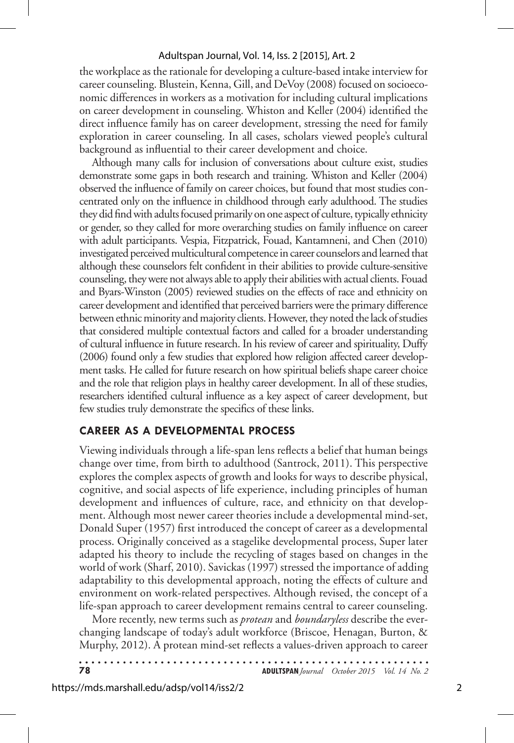the workplace as the rationale for developing a culture-based intake interview for career counseling. Blustein, Kenna, Gill, and DeVoy (2008) focused on socioeconomic differences in workers as a motivation for including cultural implications on career development in counseling. Whiston and Keller (2004) identified the direct influence family has on career development, stressing the need for family exploration in career counseling. In all cases, scholars viewed people's cultural background as influential to their career development and choice.

Although many calls for inclusion of conversations about culture exist, studies demonstrate some gaps in both research and training. Whiston and Keller (2004) observed the influence of family on career choices, but found that most studies concentrated only on the influence in childhood through early adulthood. The studies they did find with adults focused primarily on one aspect of culture, typically ethnicity or gender, so they called for more overarching studies on family influence on career with adult participants. Vespia, Fitzpatrick, Fouad, Kantamneni, and Chen (2010) investigated perceived multicultural competence in career counselors and learned that although these counselors felt confident in their abilities to provide culture-sensitive counseling, they were not always able to apply their abilities with actual clients. Fouad and Byars-Winston (2005) reviewed studies on the effects of race and ethnicity on career development and identified that perceived barriers were the primary difference between ethnic minority and majority clients. However, they noted the lack of studies that considered multiple contextual factors and called for a broader understanding of cultural influence in future research. In his review of career and spirituality, Duffy (2006) found only a few studies that explored how religion affected career development tasks. He called for future research on how spiritual beliefs shape career choice and the role that religion plays in healthy career development. In all of these studies, researchers identified cultural influence as a key aspect of career development, but few studies truly demonstrate the specifics of these links.

## CAREER AS A DEVELOPMENTAL PROCESS

Viewing individuals through a life-span lens reflects a belief that human beings change over time, from birth to adulthood (Santrock, 2011). This perspective explores the complex aspects of growth and looks for ways to describe physical, cognitive, and social aspects of life experience, including principles of human development and influences of culture, race, and ethnicity on that development. Although most newer career theories include a developmental mind-set, Donald Super (1957) first introduced the concept of career as a developmental process. Originally conceived as a stagelike developmental process, Super later adapted his theory to include the recycling of stages based on changes in the world of work (Sharf, 2010). Savickas (1997) stressed the importance of adding adaptability to this developmental approach, noting the effects of culture and environment on work-related perspectives. Although revised, the concept of a life-span approach to career development remains central to career counseling.

More recently, new terms such as *protean* and *boundaryless* describe the ever-changing landscape of today's adult workforce (Briscoe, Henagan, Burton, & Murphy, 2012). A protean mind-set reflects a values-driven approach to career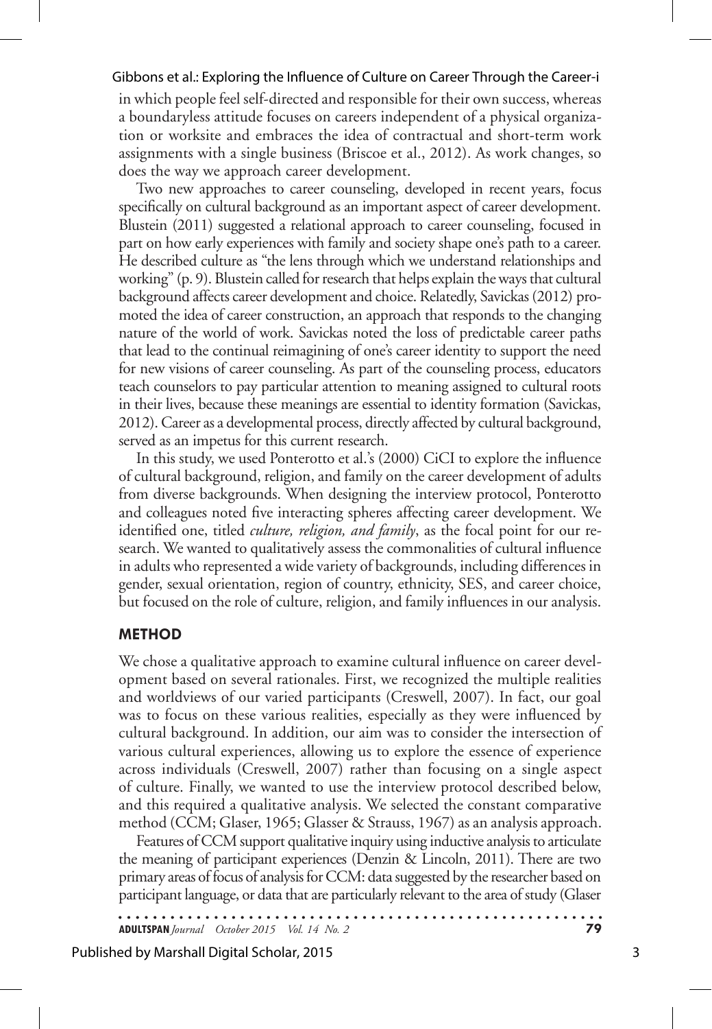in which people feel self-directed and responsible for their own success, whereas a boundaryless attitude focuses on careers independent of a physical organization or worksite and embraces the idea of contractual and short-term work assignments with a single business (Briscoe et al., 2012). As work changes, so does the way we approach career development.

Two new approaches to career counseling, developed in recent years, focus specifically on cultural background as an important aspect of career development. Blustein (2011) suggested a relational approach to career counseling, focused in part on how early experiences with family and society shape one's path to a career. He described culture as "the lens through which we understand relationships and working" (p. 9). Blustein called for research that helps explain the ways that cultural background affects career development and choice. Relatedly, Savickas (2012) promoted the idea of career construction, an approach that responds to the changing nature of the world of work. Savickas noted the loss of predictable career paths that lead to the continual reimagining of one's career identity to support the need for new visions of career counseling. As part of the counseling process, educators teach counselors to pay particular attention to meaning assigned to cultural roots in their lives, because these meanings are essential to identity formation (Savickas, 2012). Career as a developmental process, directly affected by cultural background, served as an impetus for this current research.

In this study, we used Ponterotto et al.'s (2000) CiCI to explore the influence of cultural background, religion, and family on the career development of adults from diverse backgrounds. When designing the interview protocol, Ponterotto and colleagues noted five interacting spheres affecting career development. We identified one, titled *culture, religion, and family*, as the focal point for our research. We wanted to qualitatively assess the commonalities of cultural influence in adults who represented a wide variety of backgrounds, including differences in gender, sexual orientation, region of country, ethnicity, SES, and career choice, but focused on the role of culture, religion, and family influences in our analysis.

## METHOD

We chose a qualitative approach to examine cultural influence on career development based on several rationales. First, we recognized the multiple realities and worldviews of our varied participants (Creswell, 2007). In fact, our goal was to focus on these various realities, especially as they were influenced by cultural background. In addition, our aim was to consider the intersection of various cultural experiences, allowing us to explore the essence of experience across individuals (Creswell, 2007) rather than focusing on a single aspect of culture. Finally, we wanted to use the interview protocol described below, and this required a qualitative analysis. We selected the constant comparative method (CCM; Glaser, 1965; Glasser & Strauss, 1967) as an analysis approach.

Features of CCM support qualitative inquiry using inductive analysis to articulate the meaning of participant experiences (Denzin & Lincoln, 2011). There are two primary areas of focus of analysis for CCM: data suggested by the researcher based on participant language, or data that are particularly relevant to the area of study (Glaser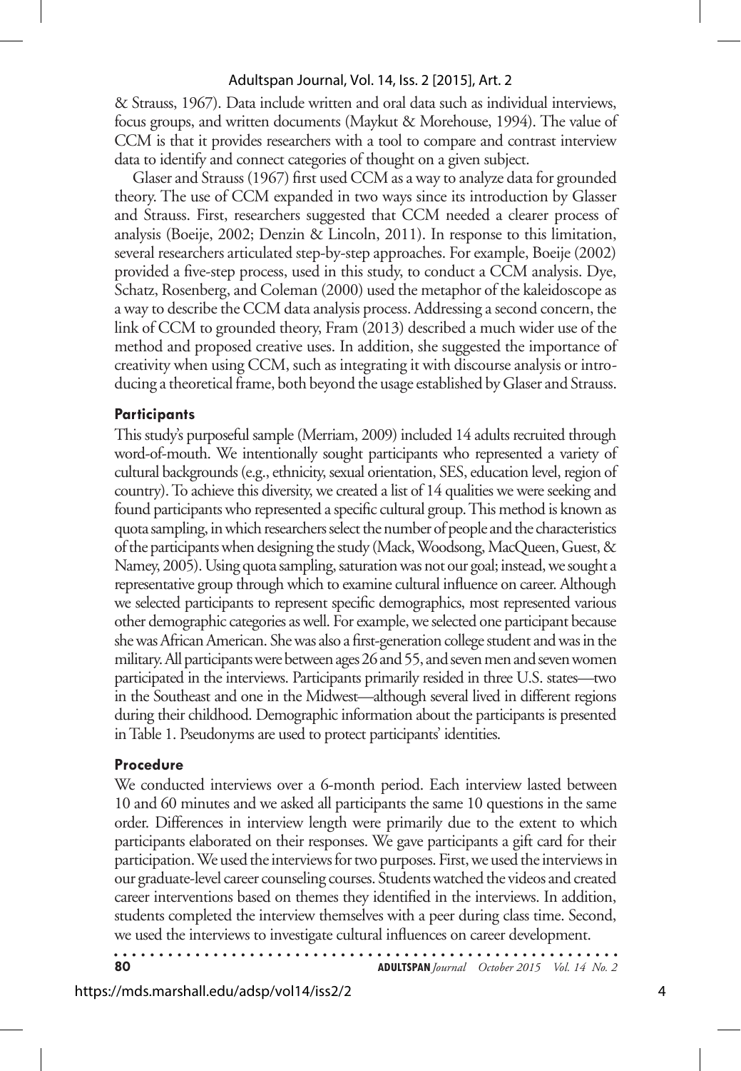& Strauss, 1967). Data include written and oral data such as individual interviews, focus groups, and written documents (Maykut & Morehouse, 1994). The value of CCM is that it provides researchers with a tool to compare and contrast interview data to identify and connect categories of thought on a given subject.

Glaser and Strauss (1967) first used CCM as a way to analyze data for grounded theory. The use of CCM expanded in two ways since its introduction by Glasser and Strauss. First, researchers suggested that CCM needed a clearer process of analysis (Boeije, 2002; Denzin & Lincoln, 2011). In response to this limitation, several researchers articulated step-by-step approaches. For example, Boeije (2002) provided a five-step process, used in this study, to conduct a CCM analysis. Dye, Schatz, Rosenberg, and Coleman (2000) used the metaphor of the kaleidoscope as a way to describe the CCM data analysis process. Addressing a second concern, the link of CCM to grounded theory, Fram (2013) described a much wider use of the method and proposed creative uses. In addition, she suggested the importance of creativity when using CCM, such as integrating it with discourse analysis or introducing a theoretical frame, both beyond the usage established by Glaser and Strauss.

### Participants

This study's purposeful sample (Merriam, 2009) included 14 adults recruited through word-of-mouth. We intentionally sought participants who represented a variety of cultural backgrounds (e.g., ethnicity, sexual orientation, SES, education level, region of country). To achieve this diversity, we created a list of 14 qualities we were seeking and found participants who represented a specific cultural group. This method is known as quota sampling, in which researchers select the number of people and the characteristics of the participants when designing the study (Mack, Woodsong, MacQueen, Guest, & Namey, 2005). Using quota sampling, saturation was not our goal; instead, we sought a representative group through which to examine cultural influence on career. Although we selected participants to represent specific demographics, most represented various other demographic categories as well. For example, we selected one participant because she was African American. She was also a first-generation college student and was in the military. All participants were between ages 26 and 55, and seven men and seven women participated in the interviews. Participants primarily resided in three U.S. states—two in the Southeast and one in the Midwest—although several lived in different regions during their childhood. Demographic information about the participants is presented in Table 1. Pseudonyms are used to protect participants' identities.

### Procedure

We conducted interviews over a 6-month period. Each interview lasted between 10 and 60 minutes and we asked all participants the same 10 questions in the same order. Differences in interview length were primarily due to the extent to which participants elaborated on their responses. We gave participants a gift card for their participation. We used the interviews for two purposes. First, we used the interviews in our graduate-level career counseling courses. Students watched the videos and created career interventions based on themes they identified in the interviews. In addition, students completed the interview themselves with a peer during class time. Second, we used the interviews to investigate cultural influences on career development.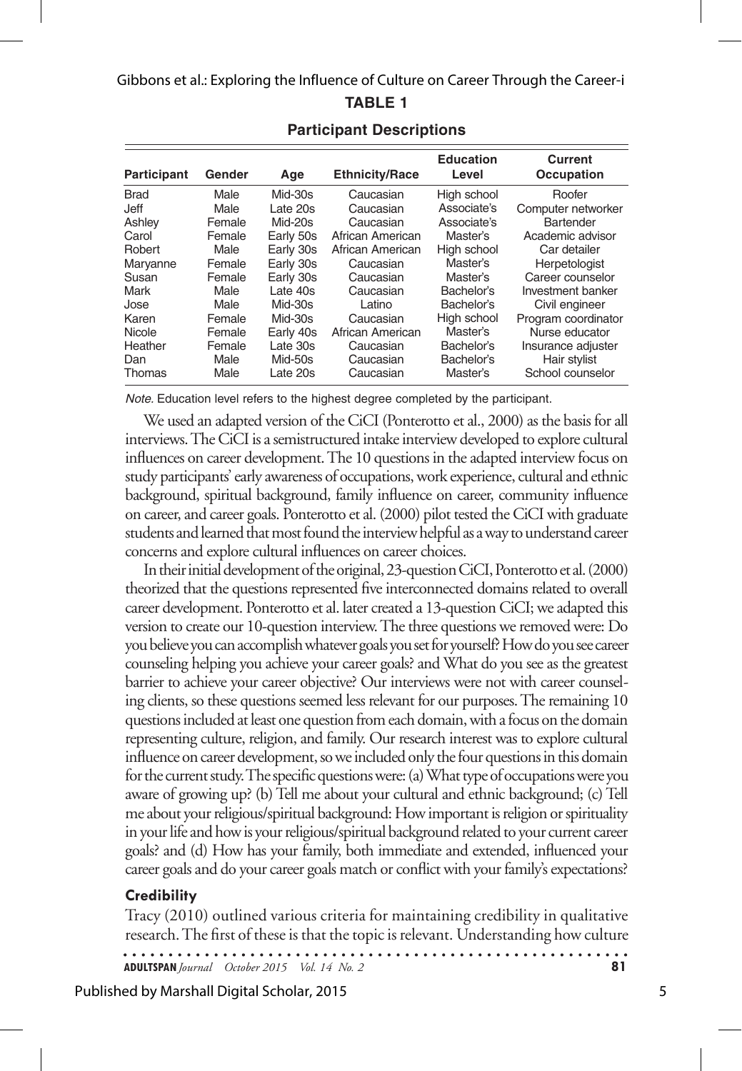**TABLE 1**

**Participant Descriptions**

| Participant | Gender | Age | Ethnicity/Race | Education Level | Current Occupation |
|---|---|---|---|---|---|
| Brad | Male | Mid-30s | Caucasian | High school | Roofer |
| Jeff | Male | Late 20s | Caucasian | Associate's | Computer networker |
| Ashley | Female | Mid-20s | Caucasian | Associate's | Bartender |
| Carol | Female | Early 50s | African American | Master's | Academic advisor |
| Robert | Male | Early 30s | African American | High school | Car detailer |
| Maryanne | Female | Early 30s | Caucasian | Master's | Herpetologist |
| Susan | Female | Early 30s | Caucasian | Master's | Career counselor |
| Mark | Male | Late 40s | Caucasian | Bachelor's | Investment banker |
| Jose | Male | Mid-30s | Latino | Bachelor's | Civil engineer |
| Karen | Female | Mid-30s | Caucasian | High school | Program coordinator |
| Nicole | Female | Early 40s | African American | Master's | Nurse educator |
| Heather | Female | Late 30s | Caucasian | Bachelor's | Insurance adjuster |
| Dan | Male | Mid-50s | Caucasian | Bachelor's | Hair stylist |
| Thomas | Male | Late 20s | Caucasian | Master's | School counselor |

*Note.* Education level refers to the highest degree completed by the participant.

We used an adapted version of the CiCI (Ponterotto et al., 2000) as the basis for all interviews. The CiCI is a semistructured intake interview developed to explore cultural influences on career development. The 10 questions in the adapted interview focus on study participants' early awareness of occupations, work experience, cultural and ethnic background, spiritual background, family influence on career, community influence on career, and career goals. Ponterotto et al. (2000) pilot tested the CiCI with graduate students and learned that most found the interview helpful as a way to understand career concerns and explore cultural influences on career choices.

In their initial development of the original, 23-question CiCI, Ponterotto et al. (2000) theorized that the questions represented five interconnected domains related to overall career development. Ponterotto et al. later created a 13-question CiCI; we adapted this version to create our 10-question interview. The three questions we removed were: Do you believe you can accomplish whatever goals you set for yourself? How do you see career counseling helping you achieve your career goals? and What do you see as the greatest barrier to achieve your career objective? Our interviews were not with career counseling clients, so these questions seemed less relevant for our purposes. The remaining 10 questions included at least one question from each domain, with a focus on the domain representing culture, religion, and family. Our research interest was to explore cultural influence on career development, so we included only the four questions in this domain for the current study. The specific questions were: (a) What type of occupations were you aware of growing up? (b) Tell me about your cultural and ethnic background; (c) Tell me about your religious/spiritual background: How important is religion or spirituality in your life and how is your religious/spiritual background related to your current career goals? and (d) How has your family, both immediate and extended, influenced your career goals and do your career goals match or conflict with your family's expectations?

### Credibility

Tracy (2010) outlined various criteria for maintaining credibility in qualitative research. The first of these is that the topic is relevant. Understanding how culture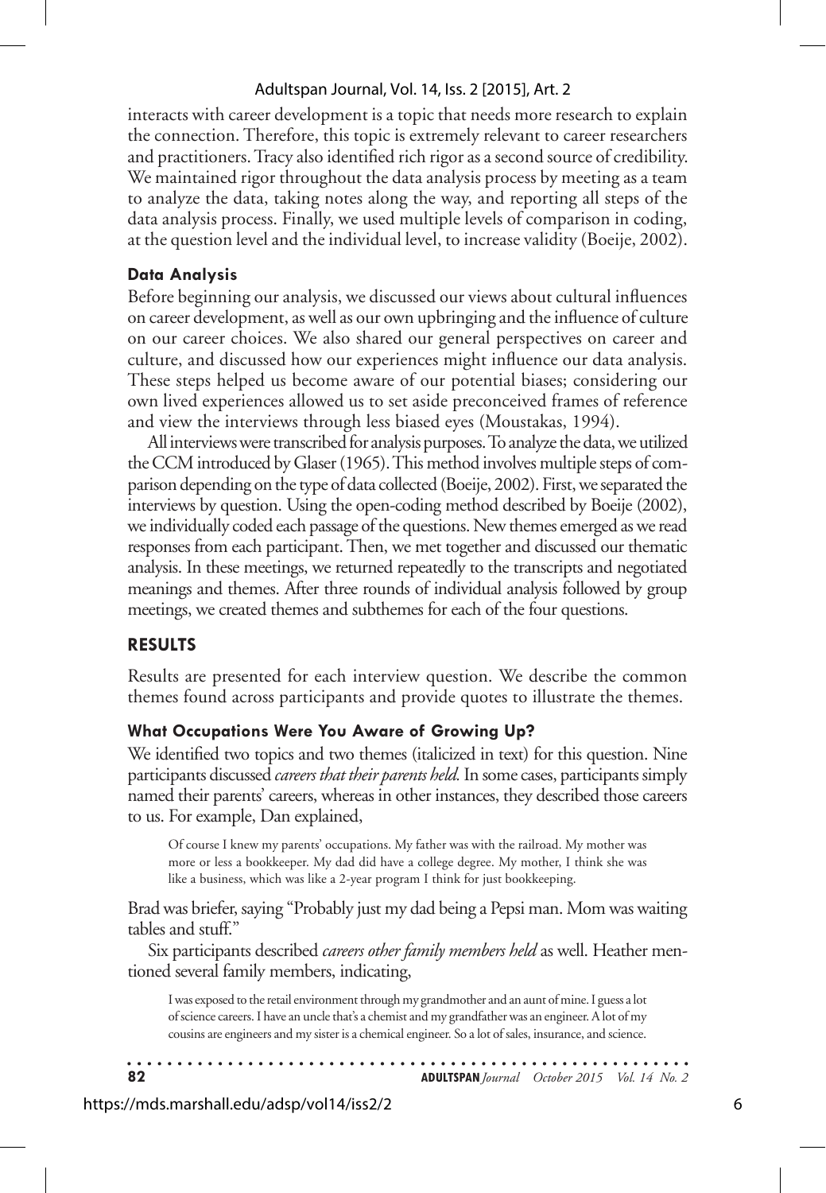interacts with career development is a topic that needs more research to explain the connection. Therefore, this topic is extremely relevant to career researchers and practitioners. Tracy also identified rich rigor as a second source of credibility. We maintained rigor throughout the data analysis process by meeting as a team to analyze the data, taking notes along the way, and reporting all steps of the data analysis process. Finally, we used multiple levels of comparison in coding, at the question level and the individual level, to increase validity (Boeije, 2002).

### Data Analysis

Before beginning our analysis, we discussed our views about cultural influences on career development, as well as our own upbringing and the influence of culture on our career choices. We also shared our general perspectives on career and culture, and discussed how our experiences might influence our data analysis. These steps helped us become aware of our potential biases; considering our own lived experiences allowed us to set aside preconceived frames of reference and view the interviews through less biased eyes (Moustakas, 1994).

All interviews were transcribed for analysis purposes. To analyze the data, we utilized the CCM introduced by Glaser (1965). This method involves multiple steps of comparison depending on the type of data collected (Boeije, 2002). First, we separated the interviews by question. Using the open-coding method described by Boeije (2002), we individually coded each passage of the questions. New themes emerged as we read responses from each participant. Then, we met together and discussed our thematic analysis. In these meetings, we returned repeatedly to the transcripts and negotiated meanings and themes. After three rounds of individual analysis followed by group meetings, we created themes and subthemes for each of the four questions.

## RESULTS

Results are presented for each interview question. We describe the common themes found across participants and provide quotes to illustrate the themes.

### What Occupations Were You Aware of Growing Up?

We identified two topics and two themes (italicized in text) for this question. Nine participants discussed *careers that their parents held.* In some cases, participants simply named their parents' careers, whereas in other instances, they described those careers to us. For example, Dan explained,

> Of course I knew my parents' occupations. My father was with the railroad. My mother was more or less a bookkeeper. My dad did have a college degree. My mother, I think she was like a business, which was like a 2-year program I think for just bookkeeping.

Brad was briefer, saying "Probably just my dad being a Pepsi man. Mom was waiting tables and stuff."

Six participants described *careers other family members held* as well. Heather mentioned several family members, indicating,

> I was exposed to the retail environment through my grandmother and an aunt of mine. I guess a lot of science careers. I have an uncle that's a chemist and my grandfather was an engineer. A lot of my cousins are engineers and my sister is a chemical engineer. So a lot of sales, insurance, and science.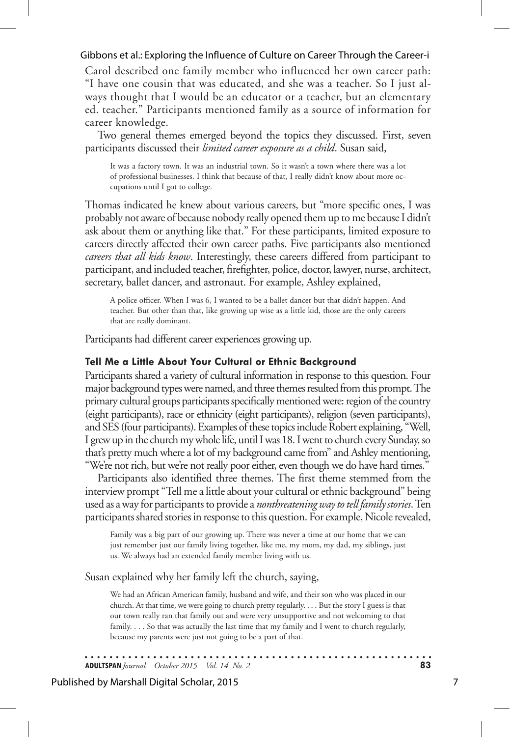Carol described one family member who influenced her own career path: "I have one cousin that was educated, and she was a teacher. So I just always thought that I would be an educator or a teacher, but an elementary ed. teacher." Participants mentioned family as a source of information for career knowledge.

Two general themes emerged beyond the topics they discussed. First, seven participants discussed their *limited career exposure as a child*. Susan said,

> It was a factory town. It was an industrial town. So it wasn't a town where there was a lot of professional businesses. I think that because of that, I really didn't know about more occupations until I got to college.

Thomas indicated he knew about various careers, but "more specific ones, I was probably not aware of because nobody really opened them up to me because I didn't ask about them or anything like that." For these participants, limited exposure to careers directly affected their own career paths. Five participants also mentioned *careers that all kids know*. Interestingly, these careers differed from participant to participant, and included teacher, firefighter, police, doctor, lawyer, nurse, architect, secretary, ballet dancer, and astronaut. For example, Ashley explained,

> A police officer. When I was 6, I wanted to be a ballet dancer but that didn't happen. And teacher. But other than that, like growing up wise as a little kid, those are the only careers that are really dominant.

Participants had different career experiences growing up.

### Tell Me a Little About Your Cultural or Ethnic Background

Participants shared a variety of cultural information in response to this question. Four major background types were named, and three themes resulted from this prompt. The primary cultural groups participants specifically mentioned were: region of the country (eight participants), race or ethnicity (eight participants), religion (seven participants), and SES (four participants). Examples of these topics include Robert explaining, "Well, I grew up in the church my whole life, until I was 18. I went to church every Sunday, so that's pretty much where a lot of my background came from" and Ashley mentioning, "We're not rich, but we're not really poor either, even though we do have hard times."

Participants also identified three themes. The first theme stemmed from the interview prompt "Tell me a little about your cultural or ethnic background" being used as a way for participants to provide a *nonthreatening way to tell family stories*. Ten participants shared stories in response to this question. For example, Nicole revealed,

> Family was a big part of our growing up. There was never a time at our home that we can just remember just our family living together, like me, my mom, my dad, my siblings, just us. We always had an extended family member living with us.

Susan explained why her family left the church, saying,

> We had an African American family, husband and wife, and their son who was placed in our church. At that time, we were going to church pretty regularly. . . . But the story I guess is that our town really ran that family out and were very unsupportive and not welcoming to that family. . . . So that was actually the last time that my family and I went to church regularly, because my parents were just not going to be a part of that.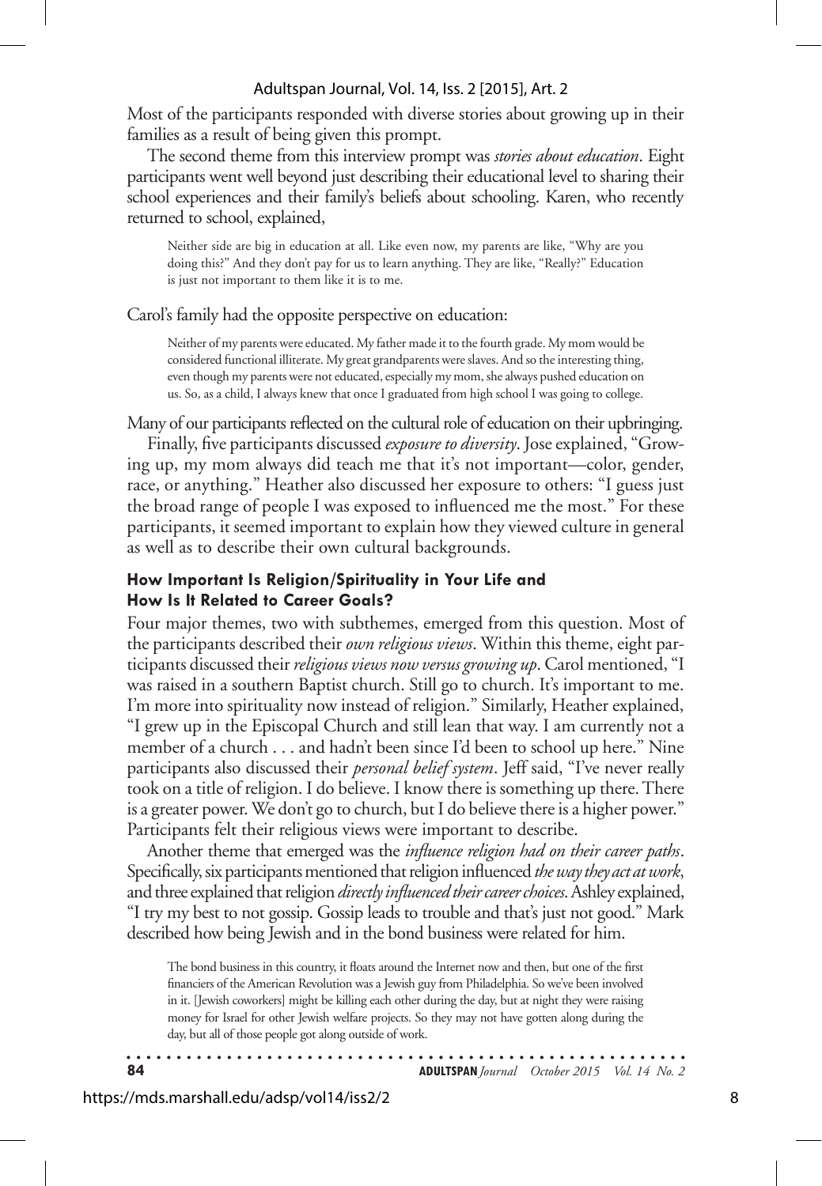Most of the participants responded with diverse stories about growing up in their families as a result of being given this prompt.

The second theme from this interview prompt was *stories about education*. Eight participants went well beyond just describing their educational level to sharing their school experiences and their family's beliefs about schooling. Karen, who recently returned to school, explained,

> Neither side are big in education at all. Like even now, my parents are like, "Why are you doing this?" And they don't pay for us to learn anything. They are like, "Really?" Education is just not important to them like it is to me.

Carol's family had the opposite perspective on education:

> Neither of my parents were educated. My father made it to the fourth grade. My mom would be considered functional illiterate. My great grandparents were slaves. And so the interesting thing, even though my parents were not educated, especially my mom, she always pushed education on us. So, as a child, I always knew that once I graduated from high school I was going to college.

Many of our participants reflected on the cultural role of education on their upbringing.

Finally, five participants discussed *exposure to diversity*. Jose explained, "Growing up, my mom always did teach me that it's not important—color, gender, race, or anything." Heather also discussed her exposure to others: "I guess just the broad range of people I was exposed to influenced me the most." For these participants, it seemed important to explain how they viewed culture in general as well as to describe their own cultural backgrounds.

### How Important Is Religion/Spirituality in Your Life and How Is It Related to Career Goals?

Four major themes, two with subthemes, emerged from this question. Most of the participants described their *own religious views*. Within this theme, eight participants discussed their *religious views now versus growing up*. Carol mentioned, "I was raised in a southern Baptist church. Still go to church. It's important to me. I'm more into spirituality now instead of religion." Similarly, Heather explained, "I grew up in the Episcopal Church and still lean that way. I am currently not a member of a church . . . and hadn't been since I'd been to school up here." Nine participants also discussed their *personal belief system*. Jeff said, "I've never really took on a title of religion. I do believe. I know there is something up there. There is a greater power. We don't go to church, but I do believe there is a higher power." Participants felt their religious views were important to describe.

Another theme that emerged was the *influence religion had on their career paths*. Specifically, six participants mentioned that religion influenced *the way they act at work*, and three explained that religion *directly influenced their career choices*. Ashley explained, "I try my best to not gossip. Gossip leads to trouble and that's just not good." Mark described how being Jewish and in the bond business were related for him.

> The bond business in this country, it floats around the Internet now and then, but one of the first financiers of the American Revolution was a Jewish guy from Philadelphia. So we've been involved in it. [Jewish coworkers] might be killing each other during the day, but at night they were raising money for Israel for other Jewish welfare projects. So they may not have gotten along during the day, but all of those people got along outside of work.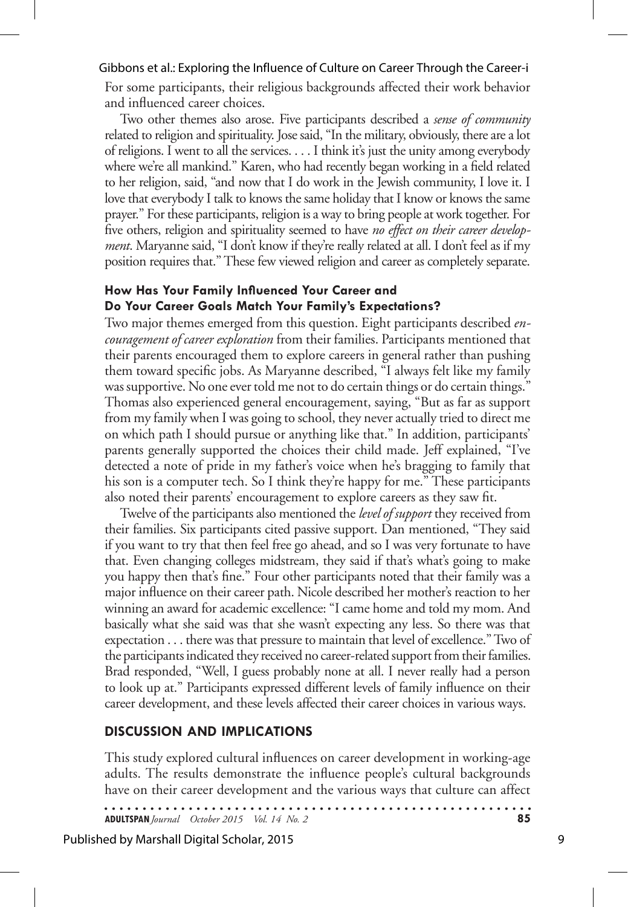For some participants, their religious backgrounds affected their work behavior and influenced career choices.

Two other themes also arose. Five participants described a *sense of community* related to religion and spirituality. Jose said, "In the military, obviously, there are a lot of religions. I went to all the services. . . . I think it's just the unity among everybody where we're all mankind." Karen, who had recently began working in a field related to her religion, said, "and now that I do work in the Jewish community, I love it. I love that everybody I talk to knows the same holiday that I know or knows the same prayer." For these participants, religion is a way to bring people at work together. For five others, religion and spirituality seemed to have *no effect on their career development*. Maryanne said, "I don't know if they're really related at all. I don't feel as if my position requires that." These few viewed religion and career as completely separate.

### How Has Your Family Influenced Your Career and Do Your Career Goals Match Your Family's Expectations?

Two major themes emerged from this question. Eight participants described *encouragement of career exploration* from their families. Participants mentioned that their parents encouraged them to explore careers in general rather than pushing them toward specific jobs. As Maryanne described, "I always felt like my family was supportive. No one ever told me not to do certain things or do certain things." Thomas also experienced general encouragement, saying, "But as far as support from my family when I was going to school, they never actually tried to direct me on which path I should pursue or anything like that." In addition, participants' parents generally supported the choices their child made. Jeff explained, "I've detected a note of pride in my father's voice when he's bragging to family that his son is a computer tech. So I think they're happy for me." These participants also noted their parents' encouragement to explore careers as they saw fit.

Twelve of the participants also mentioned the *level of support* they received from their families. Six participants cited passive support. Dan mentioned, "They said if you want to try that then feel free go ahead, and so I was very fortunate to have that. Even changing colleges midstream, they said if that's what's going to make you happy then that's fine." Four other participants noted that their family was a major influence on their career path. Nicole described her mother's reaction to her winning an award for academic excellence: "I came home and told my mom. And basically what she said was that she wasn't expecting any less. So there was that expectation . . . there was that pressure to maintain that level of excellence." Two of the participants indicated they received no career-related support from their families. Brad responded, "Well, I guess probably none at all. I never really had a person to look up at." Participants expressed different levels of family influence on their career development, and these levels affected their career choices in various ways.

## DISCUSSION AND IMPLICATIONS

This study explored cultural influences on career development in working-age adults. The results demonstrate the influence people's cultural backgrounds have on their career development and the various ways that culture can affect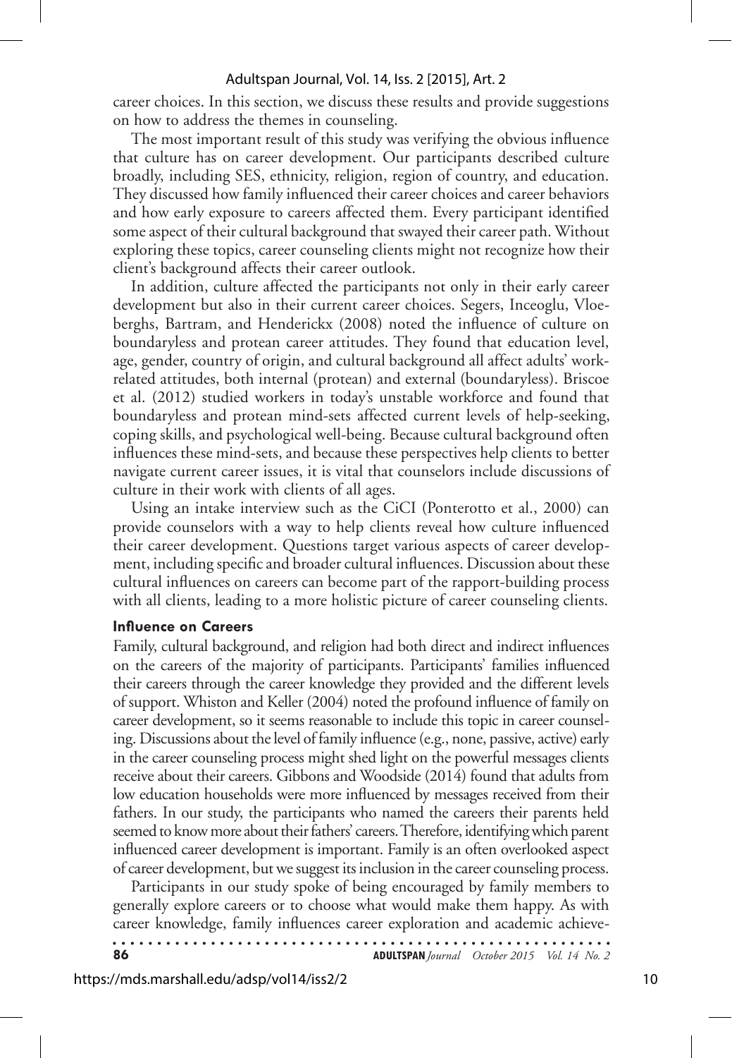career choices. In this section, we discuss these results and provide suggestions on how to address the themes in counseling.

The most important result of this study was verifying the obvious influence that culture has on career development. Our participants described culture broadly, including SES, ethnicity, religion, region of country, and education. They discussed how family influenced their career choices and career behaviors and how early exposure to careers affected them. Every participant identified some aspect of their cultural background that swayed their career path. Without exploring these topics, career counseling clients might not recognize how their client's background affects their career outlook.

In addition, culture affected the participants not only in their early career development but also in their current career choices. Segers, Inceoglu, Vloeberghs, Bartram, and Henderickx (2008) noted the influence of culture on boundaryless and protean career attitudes. They found that education level, age, gender, country of origin, and cultural background all affect adults' work-related attitudes, both internal (protean) and external (boundaryless). Briscoe et al. (2012) studied workers in today's unstable workforce and found that boundaryless and protean mind-sets affected current levels of help-seeking, coping skills, and psychological well-being. Because cultural background often influences these mind-sets, and because these perspectives help clients to better navigate current career issues, it is vital that counselors include discussions of culture in their work with clients of all ages.

Using an intake interview such as the CiCI (Ponterotto et al., 2000) can provide counselors with a way to help clients reveal how culture influenced their career development. Questions target various aspects of career development, including specific and broader cultural influences. Discussion about these cultural influences on careers can become part of the rapport-building process with all clients, leading to a more holistic picture of career counseling clients.

### Influence on Careers

Family, cultural background, and religion had both direct and indirect influences on the careers of the majority of participants. Participants' families influenced their careers through the career knowledge they provided and the different levels of support. Whiston and Keller (2004) noted the profound influence of family on career development, so it seems reasonable to include this topic in career counseling. Discussions about the level of family influence (e.g., none, passive, active) early in the career counseling process might shed light on the powerful messages clients receive about their careers. Gibbons and Woodside (2014) found that adults from low education households were more influenced by messages received from their fathers. In our study, the participants who named the careers their parents held seemed to know more about their fathers' careers. Therefore, identifying which parent influenced career development is important. Family is an often overlooked aspect of career development, but we suggest its inclusion in the career counseling process.

Participants in our study spoke of being encouraged by family members to generally explore careers or to choose what would make them happy. As with career knowledge, family influences career exploration and academic achieve-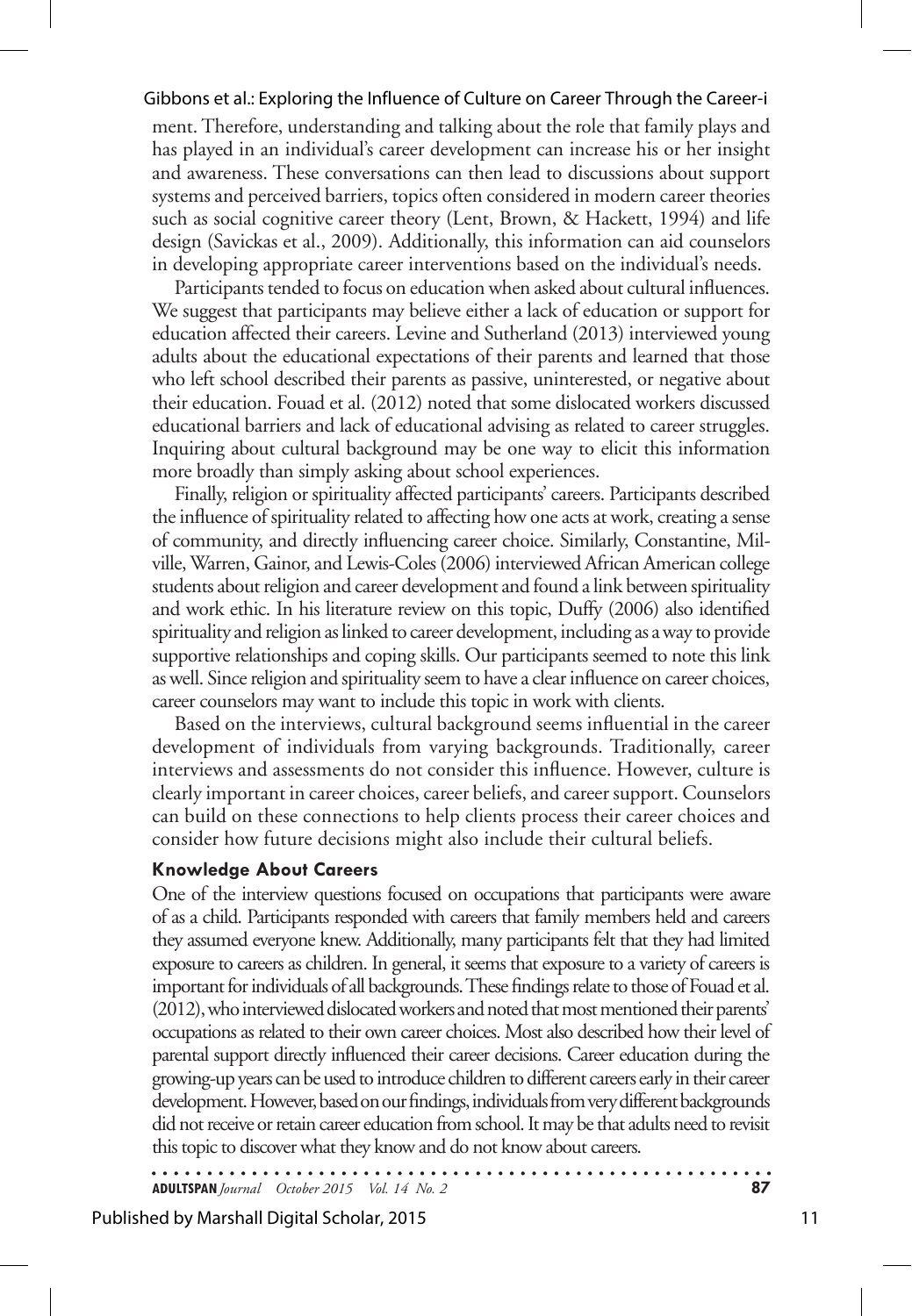ment. Therefore, understanding and talking about the role that family plays and has played in an individual's career development can increase his or her insight and awareness. These conversations can then lead to discussions about support systems and perceived barriers, topics often considered in modern career theories such as social cognitive career theory (Lent, Brown, & Hackett, 1994) and life design (Savickas et al., 2009). Additionally, this information can aid counselors in developing appropriate career interventions based on the individual's needs.

Participants tended to focus on education when asked about cultural influences. We suggest that participants may believe either a lack of education or support for education affected their careers. Levine and Sutherland (2013) interviewed young adults about the educational expectations of their parents and learned that those who left school described their parents as passive, uninterested, or negative about their education. Fouad et al. (2012) noted that some dislocated workers discussed educational barriers and lack of educational advising as related to career struggles. Inquiring about cultural background may be one way to elicit this information more broadly than simply asking about school experiences.

Finally, religion or spirituality affected participants' careers. Participants described the influence of spirituality related to affecting how one acts at work, creating a sense of community, and directly influencing career choice. Similarly, Constantine, Milville, Warren, Gainor, and Lewis-Coles (2006) interviewed African American college students about religion and career development and found a link between spirituality and work ethic. In his literature review on this topic, Duffy (2006) also identified spirituality and religion as linked to career development, including as a way to provide supportive relationships and coping skills. Our participants seemed to note this link as well. Since religion and spirituality seem to have a clear influence on career choices, career counselors may want to include this topic in work with clients.

Based on the interviews, cultural background seems influential in the career development of individuals from varying backgrounds. Traditionally, career interviews and assessments do not consider this influence. However, culture is clearly important in career choices, career beliefs, and career support. Counselors can build on these connections to help clients process their career choices and consider how future decisions might also include their cultural beliefs.

### Knowledge About Careers

One of the interview questions focused on occupations that participants were aware of as a child. Participants responded with careers that family members held and careers they assumed everyone knew. Additionally, many participants felt that they had limited exposure to careers as children. In general, it seems that exposure to a variety of careers is important for individuals of all backgrounds. These findings relate to those of Fouad et al. (2012), who interviewed dislocated workers and noted that most mentioned their parents' occupations as related to their own career choices. Most also described how their level of parental support directly influenced their career decisions. Career education during the growing-up years can be used to introduce children to different careers early in their career development. However, based on our findings, individuals from very different backgrounds did not receive or retain career education from school. It may be that adults need to revisit this topic to discover what they know and do not know about careers.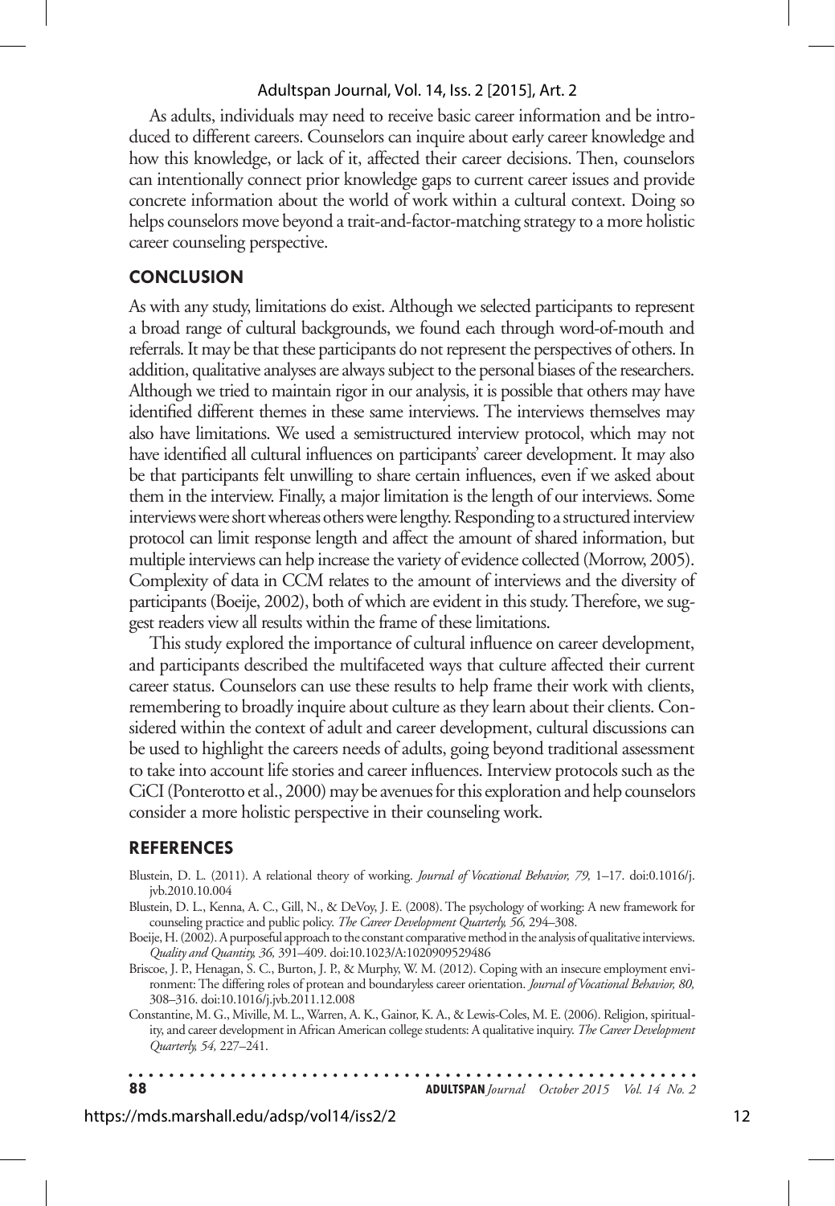As adults, individuals may need to receive basic career information and be introduced to different careers. Counselors can inquire about early career knowledge and how this knowledge, or lack of it, affected their career decisions. Then, counselors can intentionally connect prior knowledge gaps to current career issues and provide concrete information about the world of work within a cultural context. Doing so helps counselors move beyond a trait-and-factor-matching strategy to a more holistic career counseling perspective.

## CONCLUSION

As with any study, limitations do exist. Although we selected participants to represent a broad range of cultural backgrounds, we found each through word-of-mouth and referrals. It may be that these participants do not represent the perspectives of others. In addition, qualitative analyses are always subject to the personal biases of the researchers. Although we tried to maintain rigor in our analysis, it is possible that others may have identified different themes in these same interviews. The interviews themselves may also have limitations. We used a semistructured interview protocol, which may not have identified all cultural influences on participants' career development. It may also be that participants felt unwilling to share certain influences, even if we asked about them in the interview. Finally, a major limitation is the length of our interviews. Some interviews were short whereas others were lengthy. Responding to a structured interview protocol can limit response length and affect the amount of shared information, but multiple interviews can help increase the variety of evidence collected (Morrow, 2005). Complexity of data in CCM relates to the amount of interviews and the diversity of participants (Boeije, 2002), both of which are evident in this study. Therefore, we suggest readers view all results within the frame of these limitations.

This study explored the importance of cultural influence on career development, and participants described the multifaceted ways that culture affected their current career status. Counselors can use these results to help frame their work with clients, remembering to broadly inquire about culture as they learn about their clients. Considered within the context of adult and career development, cultural discussions can be used to highlight the careers needs of adults, going beyond traditional assessment to take into account life stories and career influences. Interview protocols such as the CiCI (Ponterotto et al., 2000) may be avenues for this exploration and help counselors consider a more holistic perspective in their counseling work.

## REFERENCES

Blustein, D. L. (2011). A relational theory of working. *Journal of Vocational Behavior, 79,* 1–17. doi:0.1016/j.jvb.2010.10.004

Blustein, D. L., Kenna, A. C., Gill, N., & DeVoy, J. E. (2008). The psychology of working: A new framework for counseling practice and public policy. *The Career Development Quarterly, 56,* 294–308.

Boeije, H. (2002). A purposeful approach to the constant comparative method in the analysis of qualitative interviews. *Quality and Quantity, 36,* 391–409. doi:10.1023/A:1020909529486

Briscoe, J. P., Henagan, S. C., Burton, J. P., & Murphy, W. M. (2012). Coping with an insecure employment environment: The differing roles of protean and boundaryless career orientation. *Journal of Vocational Behavior, 80,* 308–316. doi:10.1016/j.jvb.2011.12.008

Constantine, M. G., Miville, M. L., Warren, A. K., Gainor, K. A., & Lewis-Coles, M. E. (2006). Religion, spirituality, and career development in African American college students: A qualitative inquiry. *The Career Development Quarterly, 54,* 227–241.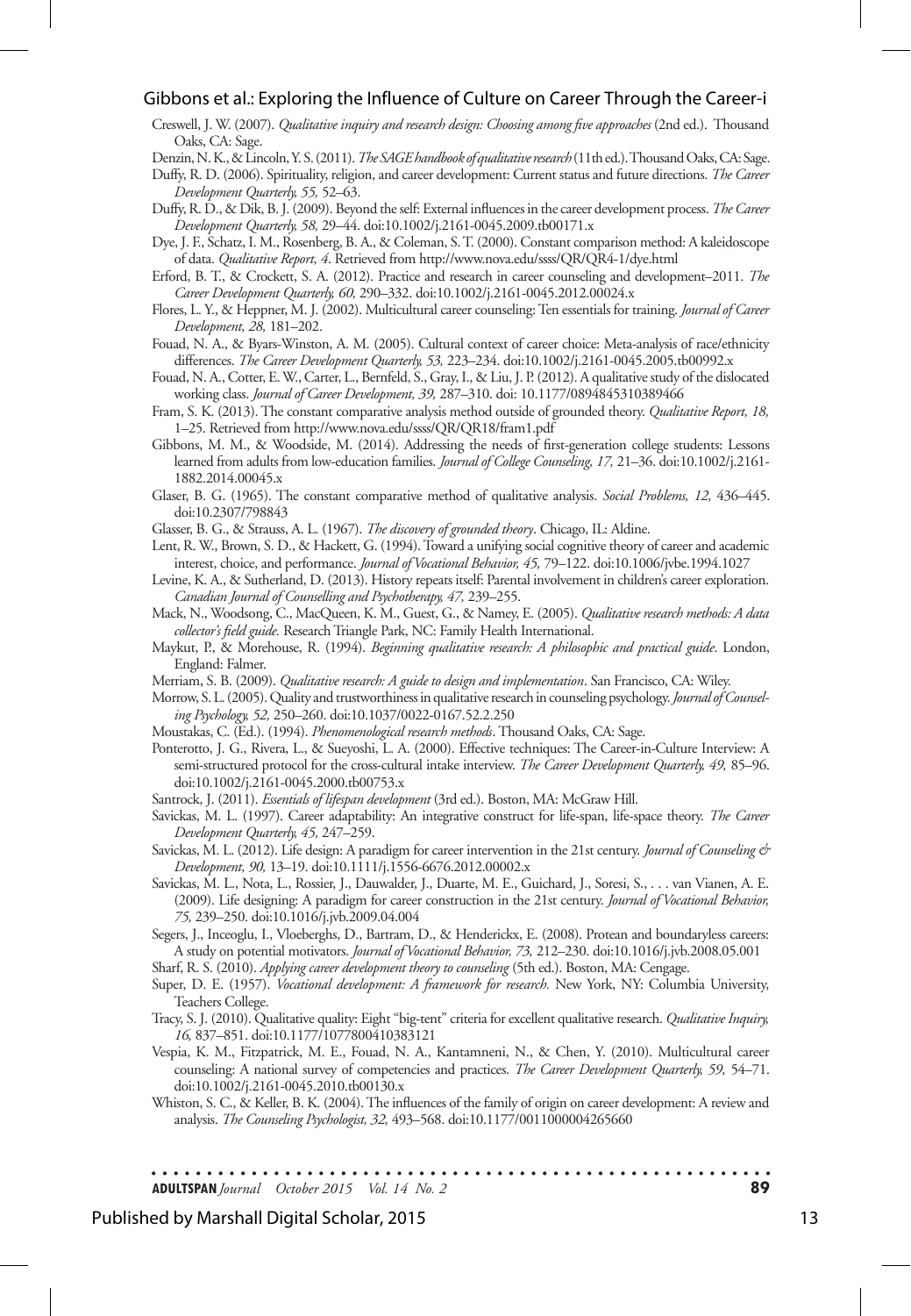Creswell, J. W. (2007). *Qualitative inquiry and research design: Choosing among five approaches* (2nd ed.). Thousand Oaks, CA: Sage.

Denzin, N. K., & Lincoln, Y. S. (2011). *The SAGE handbook of qualitative research* (11th ed.). Thousand Oaks, CA: Sage.

Duffy, R. D. (2006). Spirituality, religion, and career development: Current status and future directions. *The Career Development Quarterly, 55,* 52–63.

Duffy, R. D., & Dik, B. J. (2009). Beyond the self: External influences in the career development process. *The Career Development Quarterly, 58,* 29–44. doi:10.1002/j.2161-0045.2009.tb00171.x

Dye, J. F., Schatz, I. M., Rosenberg, B. A., & Coleman, S. T. (2000). Constant comparison method: A kaleidoscope of data. *Qualitative Report, 4*. Retrieved from http://www.nova.edu/ssss/QR/QR4-1/dye.html

Erford, B. T., & Crockett, S. A. (2012). Practice and research in career counseling and development–2011. *The Career Development Quarterly, 60,* 290–332. doi:10.1002/j.2161-0045.2012.00024.x

Flores, L. Y., & Heppner, M. J. (2002). Multicultural career counseling: Ten essentials for training. *Journal of Career Development, 28,* 181–202.

Fouad, N. A., & Byars-Winston, A. M. (2005). Cultural context of career choice: Meta-analysis of race/ethnicity differences. *The Career Development Quarterly, 53,* 223–234. doi:10.1002/j.2161-0045.2005.tb00992.x

Fouad, N. A., Cotter, E. W., Carter, L., Bernfeld, S., Gray, I., & Liu, J. P. (2012). A qualitative study of the dislocated working class. *Journal of Career Development, 39,* 287–310. doi: 10.1177/0894845310389466

Fram, S. K. (2013). The constant comparative analysis method outside of grounded theory. *Qualitative Report, 18,* 1–25. Retrieved from http://www.nova.edu/ssss/QR/QR18/fram1.pdf

Gibbons, M. M., & Woodside, M. (2014). Addressing the needs of first-generation college students: Lessons learned from adults from low-education families. *Journal of College Counseling, 17,* 21–36. doi:10.1002/j.2161-1882.2014.00045.x

Glaser, B. G. (1965). The constant comparative method of qualitative analysis. *Social Problems, 12,* 436–445. doi:10.2307/798843

Glasser, B. G., & Strauss, A. L. (1967). *The discovery of grounded theory*. Chicago, IL: Aldine.

Lent, R. W., Brown, S. D., & Hackett, G. (1994). Toward a unifying social cognitive theory of career and academic interest, choice, and performance. *Journal of Vocational Behavior, 45,* 79–122. doi:10.1006/jvbe.1994.1027

Levine, K. A., & Sutherland, D. (2013). History repeats itself: Parental involvement in children's career exploration. *Canadian Journal of Counselling and Psychotherapy, 47,* 239–255.

Mack, N., Woodsong, C., MacQueen, K. M., Guest, G., & Namey, E. (2005). *Qualitative research methods: A data collector's field guide.* Research Triangle Park, NC: Family Health International.

Maykut, P., & Morehouse, R. (1994). *Beginning qualitative research: A philosophic and practical guide*. London, England: Falmer.

Merriam, S. B. (2009). *Qualitative research: A guide to design and implementation*. San Francisco, CA: Wiley.

Morrow, S. L. (2005). Quality and trustworthiness in qualitative research in counseling psychology. *Journal of Counseling Psychology, 52,* 250–260. doi:10.1037/0022-0167.52.2.250

Moustakas, C. (Ed.). (1994). *Phenomenological research methods*. Thousand Oaks, CA: Sage.

Ponterotto, J. G., Rivera, L., & Sueyoshi, L. A. (2000). Effective techniques: The Career-in-Culture Interview: A semi-structured protocol for the cross-cultural intake interview. *The Career Development Quarterly, 49,* 85–96. doi:10.1002/j.2161-0045.2000.tb00753.x

Santrock, J. (2011). *Essentials of lifespan development* (3rd ed.). Boston, MA: McGraw Hill.

Savickas, M. L. (1997). Career adaptability: An integrative construct for life-span, life-space theory. *The Career Development Quarterly, 45,* 247–259.

Savickas, M. L. (2012). Life design: A paradigm for career intervention in the 21st century. *Journal of Counseling & Development, 90,* 13–19. doi:10.1111/j.1556-6676.2012.00002.x

Savickas, M. L., Nota, L., Rossier, J., Dauwalder, J., Duarte, M. E., Guichard, J., Soresi, S., . . . van Vianen, A. E. (2009). Life designing: A paradigm for career construction in the 21st century. *Journal of Vocational Behavior, 75,* 239–250. doi:10.1016/j.jvb.2009.04.004

Segers, J., Inceoglu, I., Vloeberghs, D., Bartram, D., & Henderickx, E. (2008). Protean and boundaryless careers: A study on potential motivators. *Journal of Vocational Behavior, 73,* 212–230. doi:10.1016/j.jvb.2008.05.001

Sharf, R. S. (2010). *Applying career development theory to counseling* (5th ed.). Boston, MA: Cengage.

Super, D. E. (1957). *Vocational development: A framework for research.* New York, NY: Columbia University, Teachers College.

Tracy, S. J. (2010). Qualitative quality: Eight "big-tent" criteria for excellent qualitative research. *Qualitative Inquiry, 16,* 837–851. doi:10.1177/1077800410383121

Vespia, K. M., Fitzpatrick, M. E., Fouad, N. A., Kantamneni, N., & Chen, Y. (2010). Multicultural career counseling: A national survey of competencies and practices. *The Career Development Quarterly, 59,* 54–71. doi:10.1002/j.2161-0045.2010.tb00130.x

Whiston, S. C., & Keller, B. K. (2004). The influences of the family of origin on career development: A review and analysis. *The Counseling Psychologist, 32,* 493–568. doi:10.1177/0011000004265660